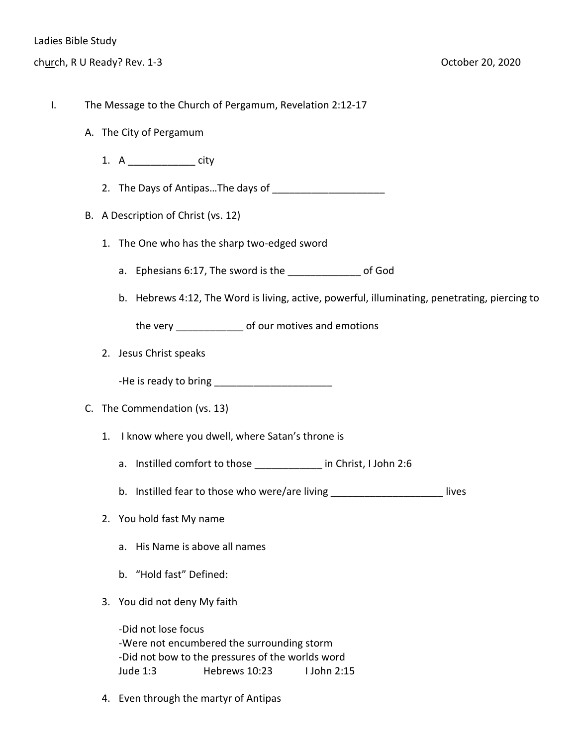Ladies Bible Study

church, R U Ready? Rev. 1-3 October 20, 2020

I. The Message to the Church of Pergamum, Revelation 2:12-17

A. The City of Pergamum

1. A ____________ city

2. The Days of Antipas…The days of ____________________

B. A Description of Christ (vs. 12)

1. The One who has the sharp two-edged sword

a. Ephesians 6:17, The sword is the _____________ of God

b. Hebrews 4:12, The Word is living, active, powerful, illuminating, penetrating, piercing to the very ____________ of our motives and emotions

2. Jesus Christ speaks

-He is ready to bring ______________________

C. The Commendation (vs. 13)

1. I know where you dwell, where Satan's throne is

a. Instilled comfort to those ____________ in Christ, I John 2:6

b. Instilled fear to those who were/are living ____________________ lives

2. You hold fast My name

a. His Name is above all names

b. "Hold fast" Defined:

3. You did not deny My faith

-Did not lose focus
-Were not encumbered the surrounding storm
-Did not bow to the pressures of the worlds word
Jude 1:3 Hebrews 10:23 I John 2:15

4. Even through the martyr of Antipas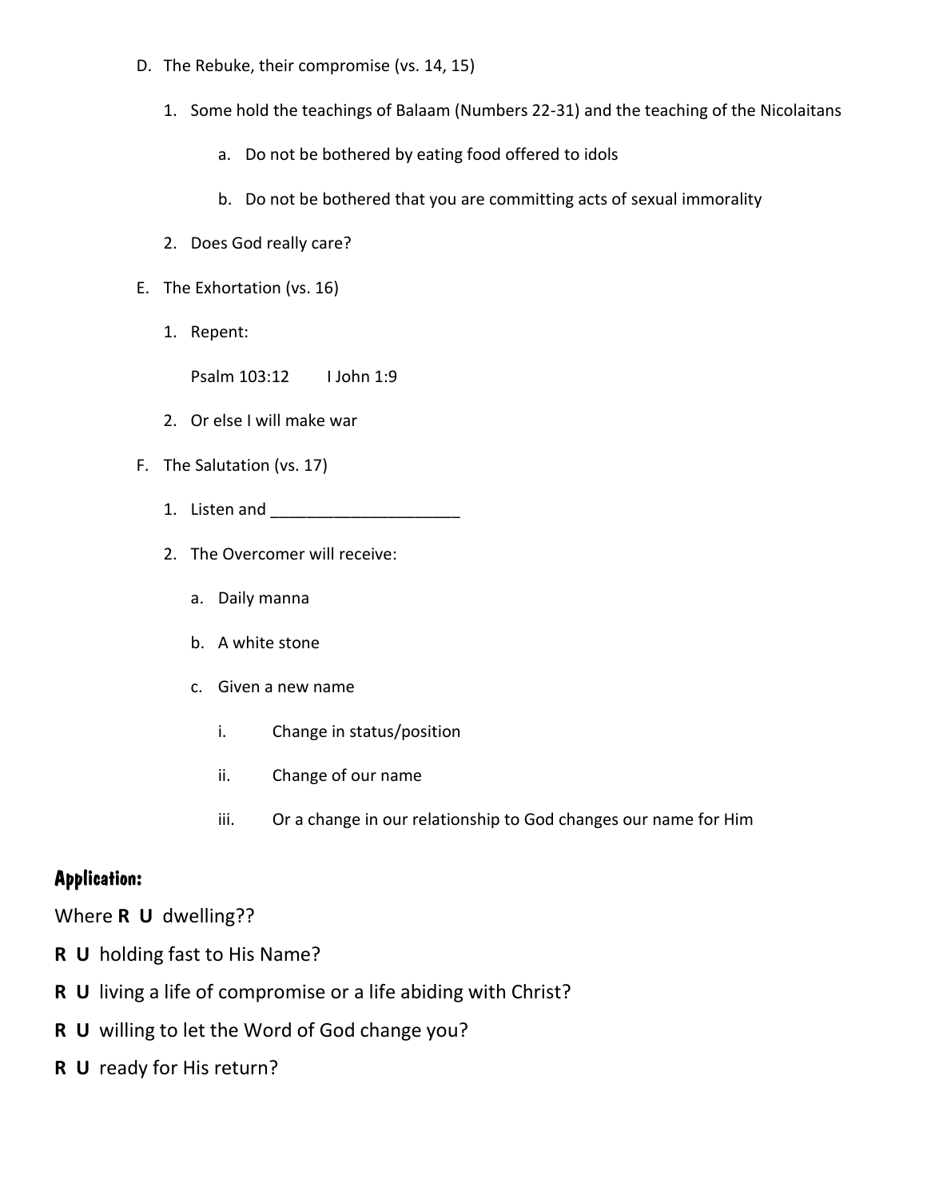D. The Rebuke, their compromise (vs. 14, 15)

   1. Some hold the teachings of Balaam (Numbers 22-31) and the teaching of the Nicolaitans

      a. Do not be bothered by eating food offered to idols

      b. Do not be bothered that you are committing acts of sexual immorality

   2. Does God really care?

E. The Exhortation (vs. 16)

   1. Repent:

      Psalm 103:12        I John 1:9

   2. Or else I will make war

F. The Salutation (vs. 17)

   1. Listen and ______________________

   2. The Overcomer will receive:

      a. Daily manna

      b. A white stone

      c. Given a new name

         i. Change in status/position

         ii. Change of our name

         iii. Or a change in our relationship to God changes our name for Him

**Application:**

Where **R U** dwelling??

**R U** holding fast to His Name?

**R U** living a life of compromise or a life abiding with Christ?

**R U** willing to let the Word of God change you?

**R U** ready for His return?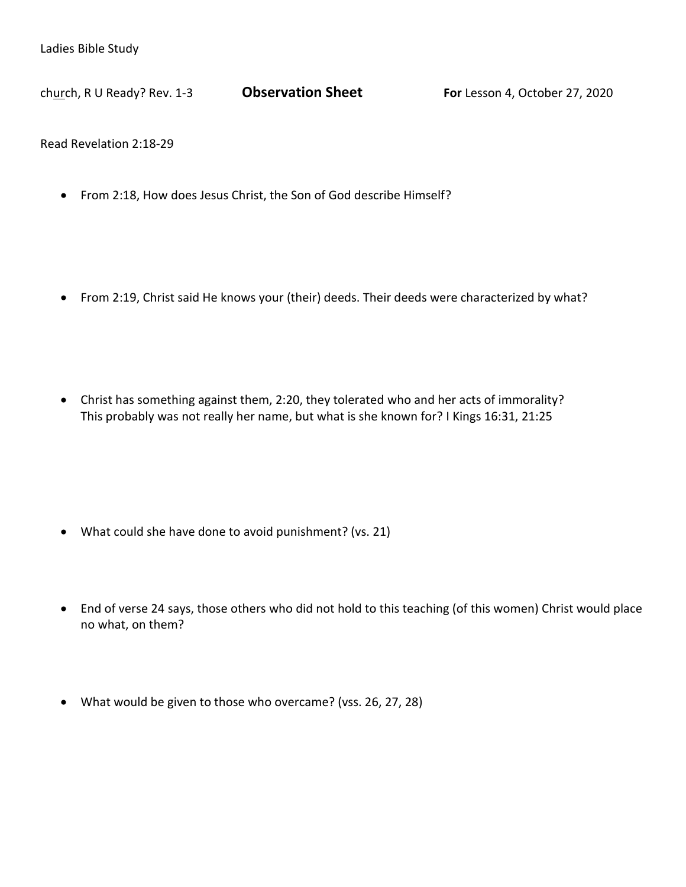Ladies Bible Study

ch<u>ur</u>ch, R U Ready? Rev. 1-3 **Observation Sheet** **For** Lesson 4, October 27, 2020

Read Revelation 2:18-29

- From 2:18, How does Jesus Christ, the Son of God describe Himself?

- From 2:19, Christ said He knows your (their) deeds. Their deeds were characterized by what?

- Christ has something against them, 2:20, they tolerated who and her acts of immorality? This probably was not really her name, but what is she known for? I Kings 16:31, 21:25

- What could she have done to avoid punishment? (vs. 21)

- End of verse 24 says, those others who did not hold to this teaching (of this women) Christ would place no what, on them?

- What would be given to those who overcame? (vss. 26, 27, 28)